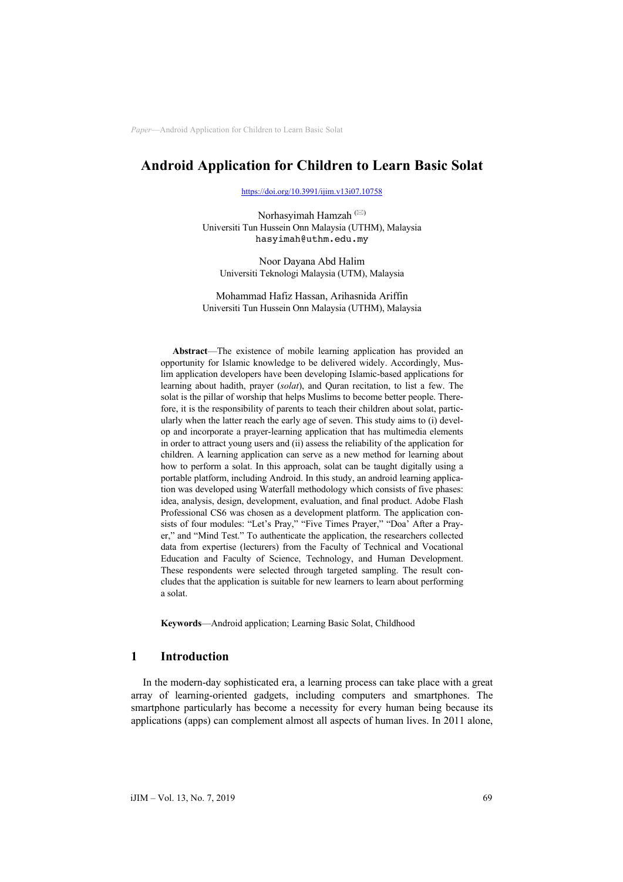# Android Application for Children to Learn Basic Solat

https://doi.org/10.3991/ijim.v13i07.10758

Norhasyimah Hamzah (✉)
Universiti Tun Hussein Onn Malaysia (UTHM), Malaysia
hasyimah@uthm.edu.my

Noor Dayana Abd Halim
Universiti Teknologi Malaysia (UTM), Malaysia

Mohammad Hafiz Hassan, Arihasnida Ariffin
Universiti Tun Hussein Onn Malaysia (UTHM), Malaysia

**Abstract**—The existence of mobile learning application has provided an opportunity for Islamic knowledge to be delivered widely. Accordingly, Muslim application developers have been developing Islamic-based applications for learning about hadith, prayer (*solat*), and Quran recitation, to list a few. The solat is the pillar of worship that helps Muslims to become better people. Therefore, it is the responsibility of parents to teach their children about solat, particularly when the latter reach the early age of seven. This study aims to (i) develop and incorporate a prayer-learning application that has multimedia elements in order to attract young users and (ii) assess the reliability of the application for children. A learning application can serve as a new method for learning about how to perform a solat. In this approach, solat can be taught digitally using a portable platform, including Android. In this study, an android learning application was developed using Waterfall methodology which consists of five phases: idea, analysis, design, development, evaluation, and final product. Adobe Flash Professional CS6 was chosen as a development platform. The application consists of four modules: "Let's Pray," "Five Times Prayer," "Doa' After a Prayer," and "Mind Test." To authenticate the application, the researchers collected data from expertise (lecturers) from the Faculty of Technical and Vocational Education and Faculty of Science, Technology, and Human Development. These respondents were selected through targeted sampling. The result concludes that the application is suitable for new learners to learn about performing a solat.

**Keywords**—Android application; Learning Basic Solat, Childhood

## 1 Introduction

In the modern-day sophisticated era, a learning process can take place with a great array of learning-oriented gadgets, including computers and smartphones. The smartphone particularly has become a necessity for every human being because its applications (apps) can complement almost all aspects of human lives. In 2011 alone,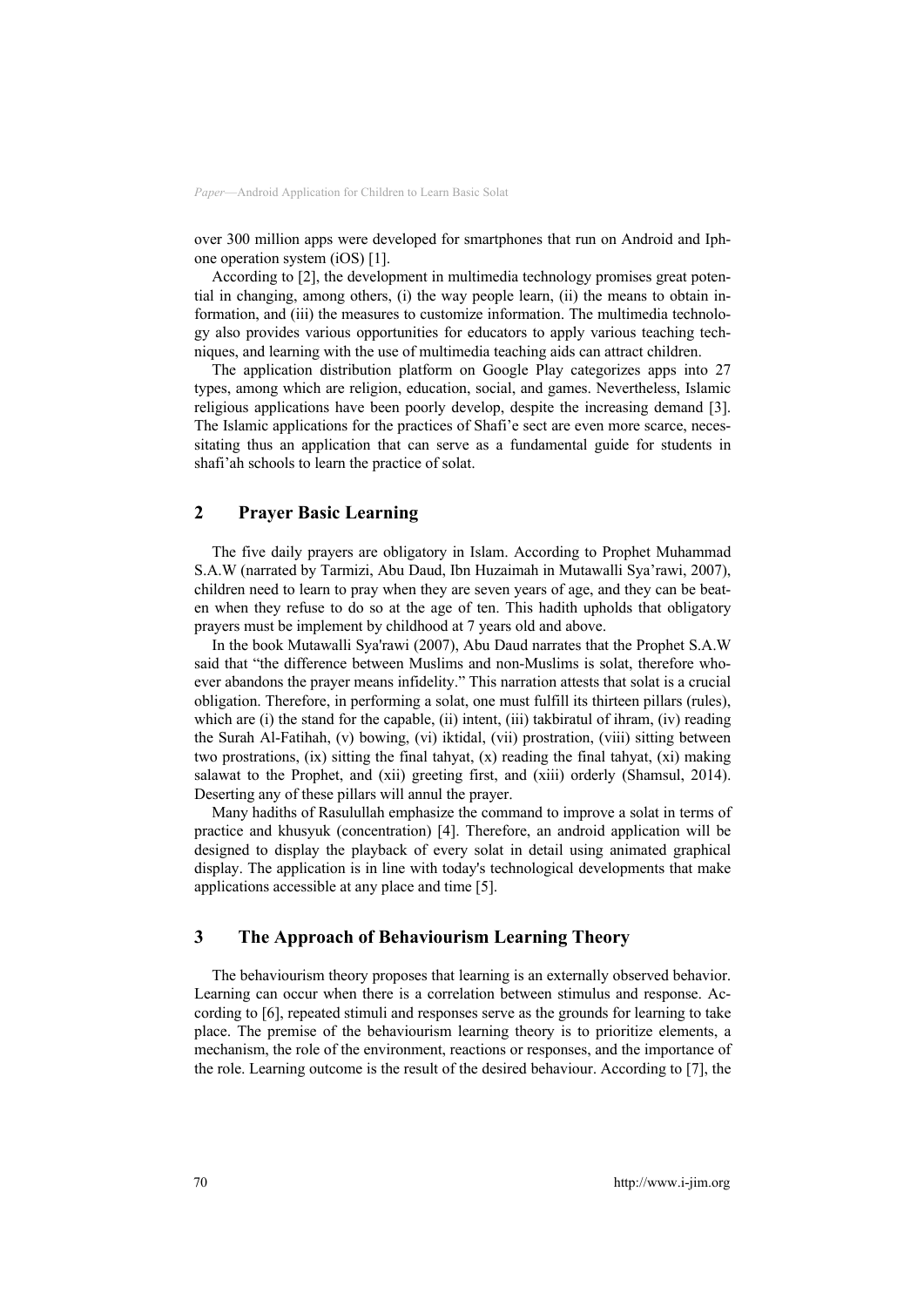over 300 million apps were developed for smartphones that run on Android and Iphone operation system (iOS) [1].

According to [2], the development in multimedia technology promises great potential in changing, among others, (i) the way people learn, (ii) the means to obtain information, and (iii) the measures to customize information. The multimedia technology also provides various opportunities for educators to apply various teaching techniques, and learning with the use of multimedia teaching aids can attract children.

The application distribution platform on Google Play categorizes apps into 27 types, among which are religion, education, social, and games. Nevertheless, Islamic religious applications have been poorly develop, despite the increasing demand [3]. The Islamic applications for the practices of Shafi'e sect are even more scarce, necessitating thus an application that can serve as a fundamental guide for students in shafi'ah schools to learn the practice of solat.

## 2 Prayer Basic Learning

The five daily prayers are obligatory in Islam. According to Prophet Muhammad S.A.W (narrated by Tarmizi, Abu Daud, Ibn Huzaimah in Mutawalli Sya'rawi, 2007), children need to learn to pray when they are seven years of age, and they can be beaten when they refuse to do so at the age of ten. This hadith upholds that obligatory prayers must be implement by childhood at 7 years old and above.

In the book Mutawalli Sya'rawi (2007), Abu Daud narrates that the Prophet S.A.W said that "the difference between Muslims and non-Muslims is solat, therefore whoever abandons the prayer means infidelity." This narration attests that solat is a crucial obligation. Therefore, in performing a solat, one must fulfill its thirteen pillars (rules), which are (i) the stand for the capable, (ii) intent, (iii) takbiratul of ihram, (iv) reading the Surah Al-Fatihah, (v) bowing, (vi) iktidal, (vii) prostration, (viii) sitting between two prostrations, (ix) sitting the final tahyat, (x) reading the final tahyat, (xi) making salawat to the Prophet, and (xii) greeting first, and (xiii) orderly (Shamsul, 2014). Deserting any of these pillars will annul the prayer.

Many hadiths of Rasulullah emphasize the command to improve a solat in terms of practice and khusyuk (concentration) [4]. Therefore, an android application will be designed to display the playback of every solat in detail using animated graphical display. The application is in line with today's technological developments that make applications accessible at any place and time [5].

## 3 The Approach of Behaviourism Learning Theory

The behaviourism theory proposes that learning is an externally observed behavior. Learning can occur when there is a correlation between stimulus and response. According to [6], repeated stimuli and responses serve as the grounds for learning to take place. The premise of the behaviourism learning theory is to prioritize elements, a mechanism, the role of the environment, reactions or responses, and the importance of the role. Learning outcome is the result of the desired behaviour. According to [7], the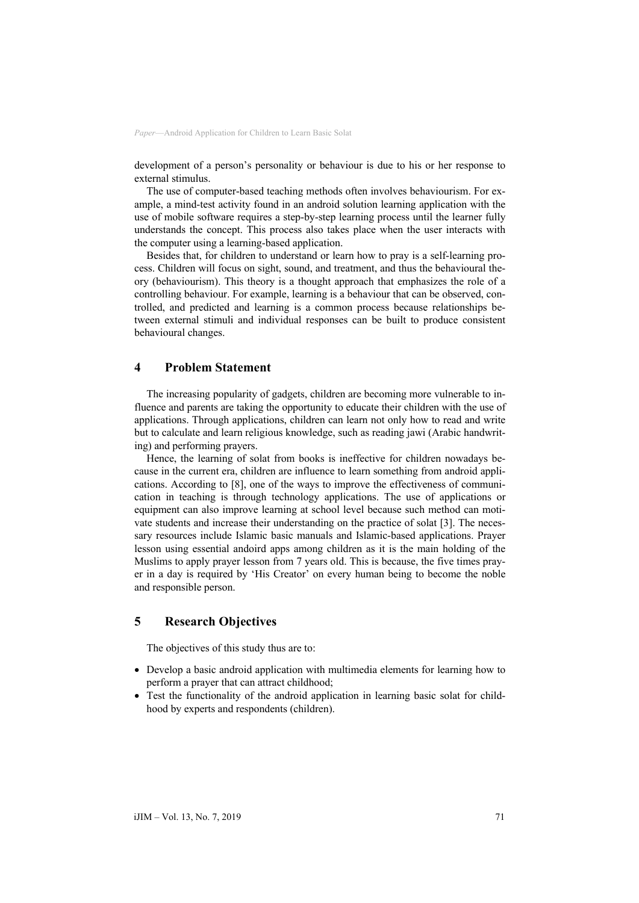development of a person's personality or behaviour is due to his or her response to external stimulus.

The use of computer-based teaching methods often involves behaviourism. For example, a mind-test activity found in an android solution learning application with the use of mobile software requires a step-by-step learning process until the learner fully understands the concept. This process also takes place when the user interacts with the computer using a learning-based application.

Besides that, for children to understand or learn how to pray is a self-learning process. Children will focus on sight, sound, and treatment, and thus the behavioural theory (behaviourism). This theory is a thought approach that emphasizes the role of a controlling behaviour. For example, learning is a behaviour that can be observed, controlled, and predicted and learning is a common process because relationships between external stimuli and individual responses can be built to produce consistent behavioural changes.

## 4 Problem Statement

The increasing popularity of gadgets, children are becoming more vulnerable to influence and parents are taking the opportunity to educate their children with the use of applications. Through applications, children can learn not only how to read and write but to calculate and learn religious knowledge, such as reading jawi (Arabic handwriting) and performing prayers.

Hence, the learning of solat from books is ineffective for children nowadays because in the current era, children are influence to learn something from android applications. According to [8], one of the ways to improve the effectiveness of communication in teaching is through technology applications. The use of applications or equipment can also improve learning at school level because such method can motivate students and increase their understanding on the practice of solat [3]. The necessary resources include Islamic basic manuals and Islamic-based applications. Prayer lesson using essential andoird apps among children as it is the main holding of the Muslims to apply prayer lesson from 7 years old. This is because, the five times prayer in a day is required by 'His Creator' on every human being to become the noble and responsible person.

## 5 Research Objectives

The objectives of this study thus are to:

- Develop a basic android application with multimedia elements for learning how to perform a prayer that can attract childhood;
- Test the functionality of the android application in learning basic solat for childhood by experts and respondents (children).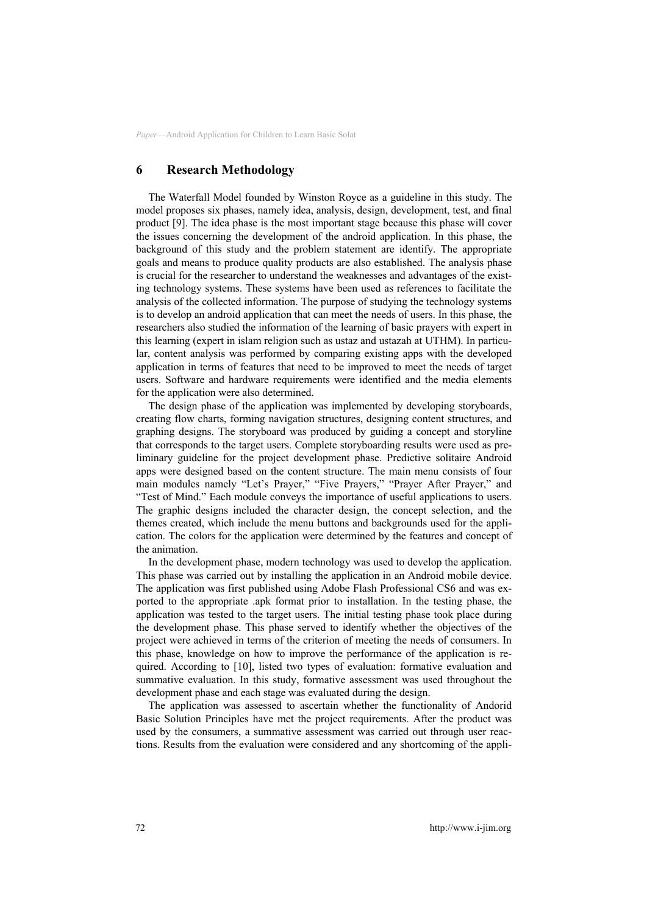## 6 Research Methodology

The Waterfall Model founded by Winston Royce as a guideline in this study. The model proposes six phases, namely idea, analysis, design, development, test, and final product [9]. The idea phase is the most important stage because this phase will cover the issues concerning the development of the android application. In this phase, the background of this study and the problem statement are identify. The appropriate goals and means to produce quality products are also established. The analysis phase is crucial for the researcher to understand the weaknesses and advantages of the existing technology systems. These systems have been used as references to facilitate the analysis of the collected information. The purpose of studying the technology systems is to develop an android application that can meet the needs of users. In this phase, the researchers also studied the information of the learning of basic prayers with expert in this learning (expert in islam religion such as ustaz and ustazah at UTHM). In particular, content analysis was performed by comparing existing apps with the developed application in terms of features that need to be improved to meet the needs of target users. Software and hardware requirements were identified and the media elements for the application were also determined.

The design phase of the application was implemented by developing storyboards, creating flow charts, forming navigation structures, designing content structures, and graphing designs. The storyboard was produced by guiding a concept and storyline that corresponds to the target users. Complete storyboarding results were used as preliminary guideline for the project development phase. Predictive solitaire Android apps were designed based on the content structure. The main menu consists of four main modules namely "Let's Prayer," "Five Prayers," "Prayer After Prayer," and "Test of Mind." Each module conveys the importance of useful applications to users. The graphic designs included the character design, the concept selection, and the themes created, which include the menu buttons and backgrounds used for the application. The colors for the application were determined by the features and concept of the animation.

In the development phase, modern technology was used to develop the application. This phase was carried out by installing the application in an Android mobile device. The application was first published using Adobe Flash Professional CS6 and was exported to the appropriate .apk format prior to installation. In the testing phase, the application was tested to the target users. The initial testing phase took place during the development phase. This phase served to identify whether the objectives of the project were achieved in terms of the criterion of meeting the needs of consumers. In this phase, knowledge on how to improve the performance of the application is required. According to [10], listed two types of evaluation: formative evaluation and summative evaluation. In this study, formative assessment was used throughout the development phase and each stage was evaluated during the design.

The application was assessed to ascertain whether the functionality of Andorid Basic Solution Principles have met the project requirements. After the product was used by the consumers, a summative assessment was carried out through user reactions. Results from the evaluation were considered and any shortcoming of the appli-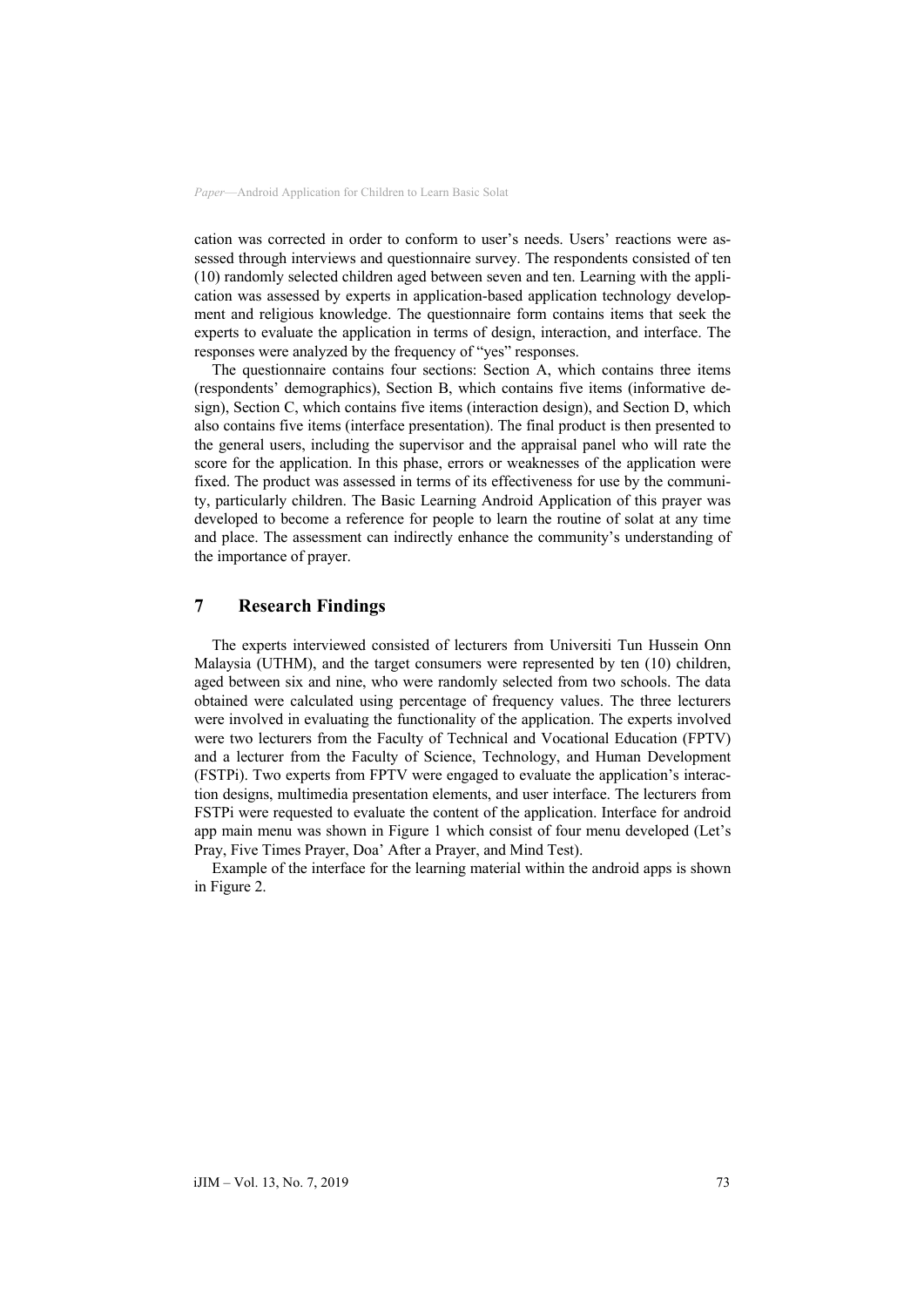cation was corrected in order to conform to user's needs. Users' reactions were assessed through interviews and questionnaire survey. The respondents consisted of ten (10) randomly selected children aged between seven and ten. Learning with the application was assessed by experts in application-based application technology development and religious knowledge. The questionnaire form contains items that seek the experts to evaluate the application in terms of design, interaction, and interface. The responses were analyzed by the frequency of "yes" responses.

The questionnaire contains four sections: Section A, which contains three items (respondents' demographics), Section B, which contains five items (informative design), Section C, which contains five items (interaction design), and Section D, which also contains five items (interface presentation). The final product is then presented to the general users, including the supervisor and the appraisal panel who will rate the score for the application. In this phase, errors or weaknesses of the application were fixed. The product was assessed in terms of its effectiveness for use by the community, particularly children. The Basic Learning Android Application of this prayer was developed to become a reference for people to learn the routine of solat at any time and place. The assessment can indirectly enhance the community's understanding of the importance of prayer.

## 7 Research Findings

The experts interviewed consisted of lecturers from Universiti Tun Hussein Onn Malaysia (UTHM), and the target consumers were represented by ten (10) children, aged between six and nine, who were randomly selected from two schools. The data obtained were calculated using percentage of frequency values. The three lecturers were involved in evaluating the functionality of the application. The experts involved were two lecturers from the Faculty of Technical and Vocational Education (FPTV) and a lecturer from the Faculty of Science, Technology, and Human Development (FSTPi). Two experts from FPTV were engaged to evaluate the application's interaction designs, multimedia presentation elements, and user interface. The lecturers from FSTPi were requested to evaluate the content of the application. Interface for android app main menu was shown in Figure 1 which consist of four menu developed (Let's Pray, Five Times Prayer, Doa' After a Prayer, and Mind Test).

Example of the interface for the learning material within the android apps is shown in Figure 2.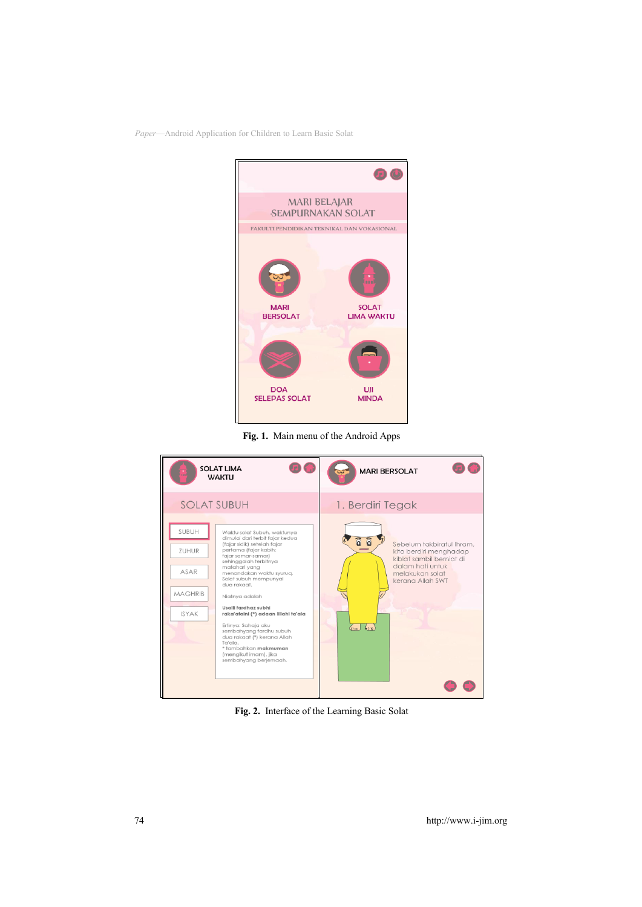Fig. 1. Main menu of the Android Apps

Fig. 2. Interface of the Learning Basic Solat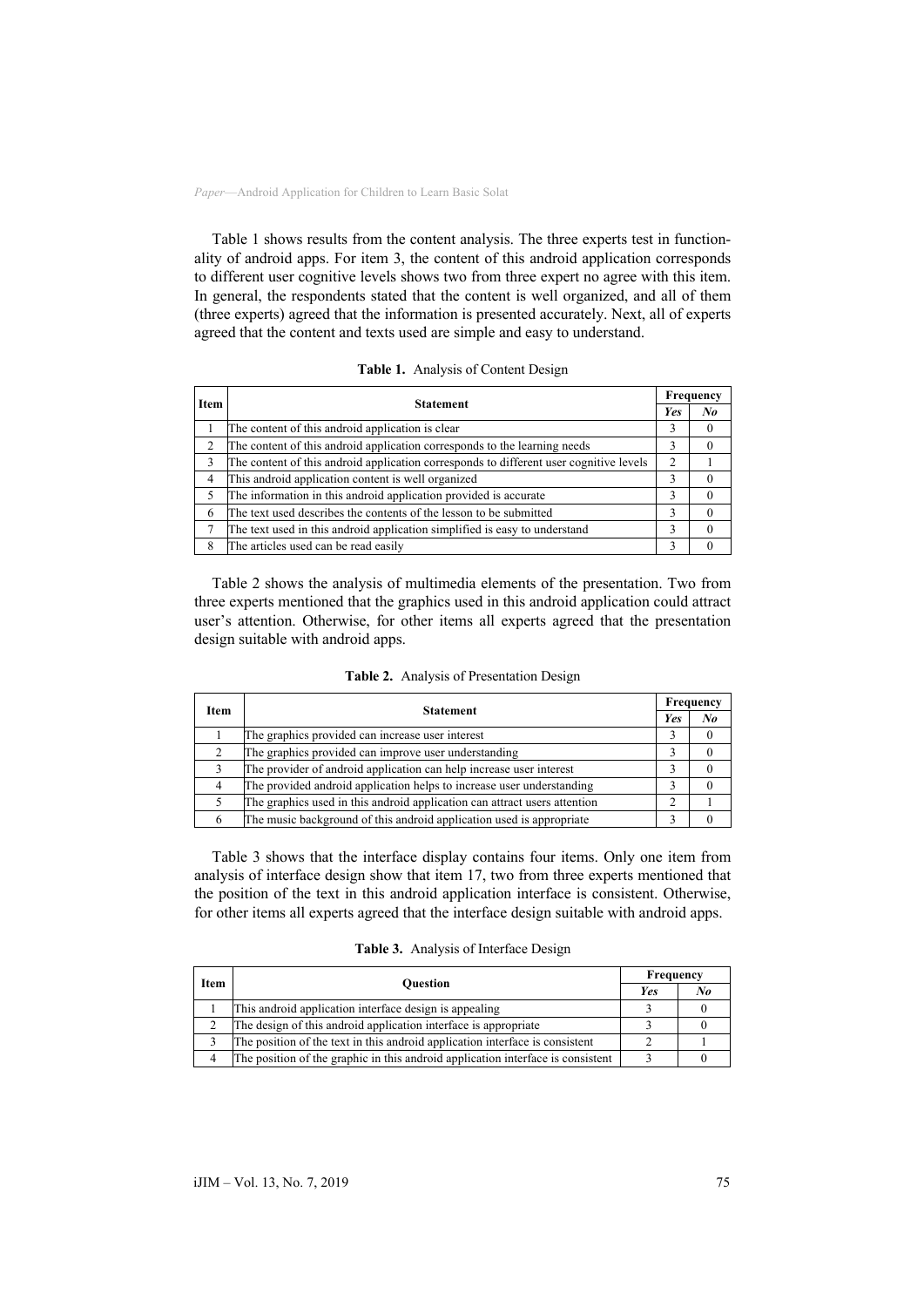Table 1 shows results from the content analysis. The three experts test in functionality of android apps. For item 3, the content of this android application corresponds to different user cognitive levels shows two from three expert no agree with this item. In general, the respondents stated that the content is well organized, and all of them (three experts) agreed that the information is presented accurately. Next, all of experts agreed that the content and texts used are simple and easy to understand.

**Table 1.** Analysis of Content Design

| Item | Statement | Frequency | |
|---|---|---|---|
| | | *Yes* | *No* |
| 1 | The content of this android application is clear | 3 | 0 |
| 2 | The content of this android application corresponds to the learning needs | 3 | 0 |
| 3 | The content of this android application corresponds to different user cognitive levels | 2 | 1 |
| 4 | This android application content is well organized | 3 | 0 |
| 5 | The information in this android application provided is accurate | 3 | 0 |
| 6 | The text used describes the contents of the lesson to be submitted | 3 | 0 |
| 7 | The text used in this android application simplified is easy to understand | 3 | 0 |
| 8 | The articles used can be read easily | 3 | 0 |

Table 2 shows the analysis of multimedia elements of the presentation. Two from three experts mentioned that the graphics used in this android application could attract user's attention. Otherwise, for other items all experts agreed that the presentation design suitable with android apps.

**Table 2.** Analysis of Presentation Design

| Item | Statement | Frequency | |
|---|---|---|---|
| | | *Yes* | *No* |
| 1 | The graphics provided can increase user interest | 3 | 0 |
| 2 | The graphics provided can improve user understanding | 3 | 0 |
| 3 | The provider of android application can help increase user interest | 3 | 0 |
| 4 | The provided android application helps to increase user understanding | 3 | 0 |
| 5 | The graphics used in this android application can attract users attention | 2 | 1 |
| 6 | The music background of this android application used is appropriate | 3 | 0 |

Table 3 shows that the interface display contains four items. Only one item from analysis of interface design show that item 17, two from three experts mentioned that the position of the text in this android application interface is consistent. Otherwise, for other items all experts agreed that the interface design suitable with android apps.

**Table 3.** Analysis of Interface Design

| Item | Question | Frequency | |
|---|---|---|---|
| | | *Yes* | *No* |
| 1 | This android application interface design is appealing | 3 | 0 |
| 2 | The design of this android application interface is appropriate | 3 | 0 |
| 3 | The position of the text in this android application interface is consistent | 2 | 1 |
| 4 | The position of the graphic in this android application interface is consistent | 3 | 0 |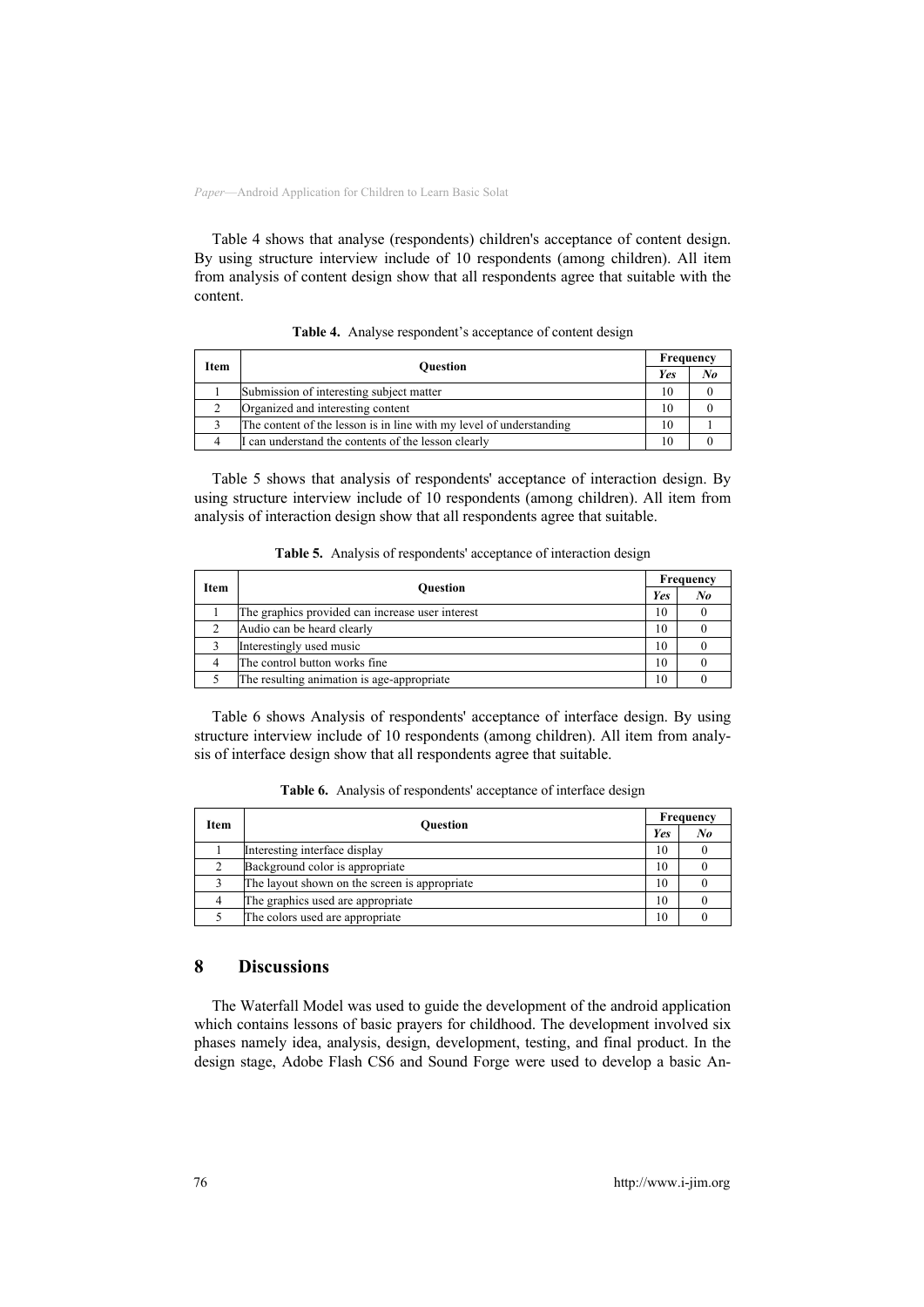Table 4 shows that analyse (respondents) children's acceptance of content design. By using structure interview include of 10 respondents (among children). All item from analysis of content design show that all respondents agree that suitable with the content.

**Table 4.** Analyse respondent's acceptance of content design

| Item | Question | Frequency | |
|---|---|---|---|
| | | *Yes* | *No* |
| 1 | Submission of interesting subject matter | 10 | 0 |
| 2 | Organized and interesting content | 10 | 0 |
| 3 | The content of the lesson is in line with my level of understanding | 10 | 1 |
| 4 | I can understand the contents of the lesson clearly | 10 | 0 |

Table 5 shows that analysis of respondents' acceptance of interaction design. By using structure interview include of 10 respondents (among children). All item from analysis of interaction design show that all respondents agree that suitable.

**Table 5.** Analysis of respondents' acceptance of interaction design

| Item | Question | Frequency | |
|---|---|---|---|
| | | *Yes* | *No* |
| 1 | The graphics provided can increase user interest | 10 | 0 |
| 2 | Audio can be heard clearly | 10 | 0 |
| 3 | Interestingly used music | 10 | 0 |
| 4 | The control button works fine | 10 | 0 |
| 5 | The resulting animation is age-appropriate | 10 | 0 |

Table 6 shows Analysis of respondents' acceptance of interface design. By using structure interview include of 10 respondents (among children). All item from analysis of interface design show that all respondents agree that suitable.

**Table 6.** Analysis of respondents' acceptance of interface design

| Item | Question | Frequency | |
|---|---|---|---|
| | | *Yes* | *No* |
| 1 | Interesting interface display | 10 | 0 |
| 2 | Background color is appropriate | 10 | 0 |
| 3 | The layout shown on the screen is appropriate | 10 | 0 |
| 4 | The graphics used are appropriate | 10 | 0 |
| 5 | The colors used are appropriate | 10 | 0 |

## 8 Discussions

The Waterfall Model was used to guide the development of the android application which contains lessons of basic prayers for childhood. The development involved six phases namely idea, analysis, design, development, testing, and final product. In the design stage, Adobe Flash CS6 and Sound Forge were used to develop a basic An-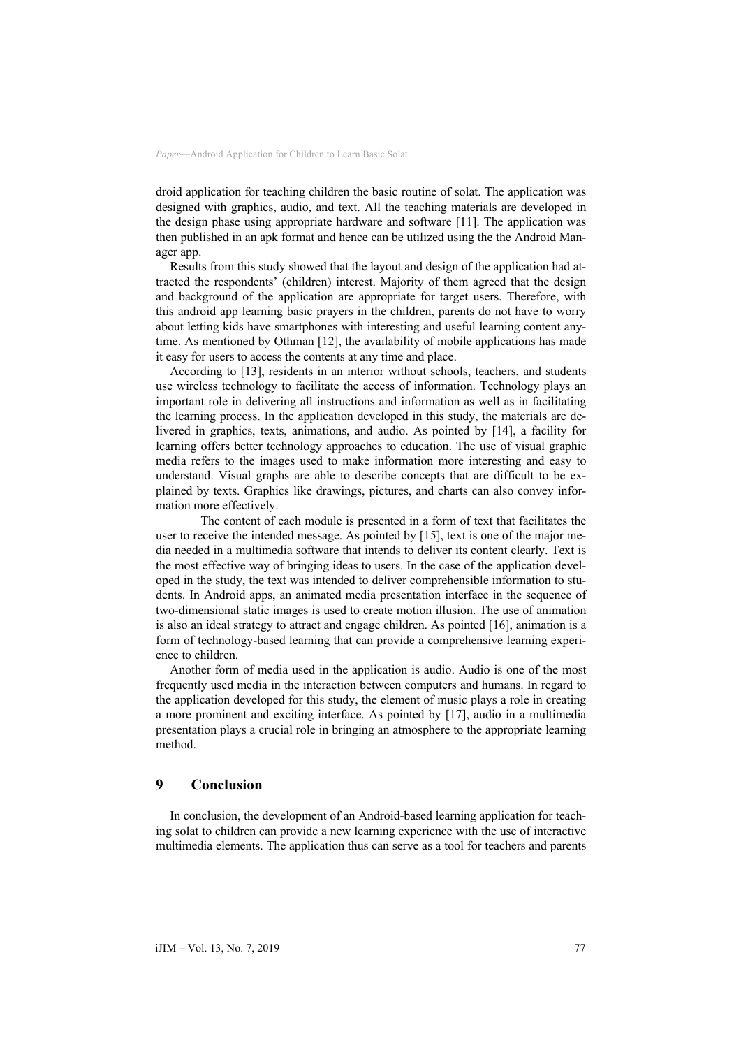droid application for teaching children the basic routine of solat. The application was designed with graphics, audio, and text. All the teaching materials are developed in the design phase using appropriate hardware and software [11]. The application was then published in an apk format and hence can be utilized using the the Android Manager app.

Results from this study showed that the layout and design of the application had attracted the respondents' (children) interest. Majority of them agreed that the design and background of the application are appropriate for target users. Therefore, with this android app learning basic prayers in the children, parents do not have to worry about letting kids have smartphones with interesting and useful learning content anytime. As mentioned by Othman [12], the availability of mobile applications has made it easy for users to access the contents at any time and place.

According to [13], residents in an interior without schools, teachers, and students use wireless technology to facilitate the access of information. Technology plays an important role in delivering all instructions and information as well as in facilitating the learning process. In the application developed in this study, the materials are delivered in graphics, texts, animations, and audio. As pointed by [14], a facility for learning offers better technology approaches to education. The use of visual graphic media refers to the images used to make information more interesting and easy to understand. Visual graphs are able to describe concepts that are difficult to be explained by texts. Graphics like drawings, pictures, and charts can also convey information more effectively.

The content of each module is presented in a form of text that facilitates the user to receive the intended message. As pointed by [15], text is one of the major media needed in a multimedia software that intends to deliver its content clearly. Text is the most effective way of bringing ideas to users. In the case of the application developed in the study, the text was intended to deliver comprehensible information to students. In Android apps, an animated media presentation interface in the sequence of two-dimensional static images is used to create motion illusion. The use of animation is also an ideal strategy to attract and engage children. As pointed [16], animation is a form of technology-based learning that can provide a comprehensive learning experience to children.

Another form of media used in the application is audio. Audio is one of the most frequently used media in the interaction between computers and humans. In regard to the application developed for this study, the element of music plays a role in creating a more prominent and exciting interface. As pointed by [17], audio in a multimedia presentation plays a crucial role in bringing an atmosphere to the appropriate learning method.

## 9 Conclusion

In conclusion, the development of an Android-based learning application for teaching solat to children can provide a new learning experience with the use of interactive multimedia elements. The application thus can serve as a tool for teachers and parents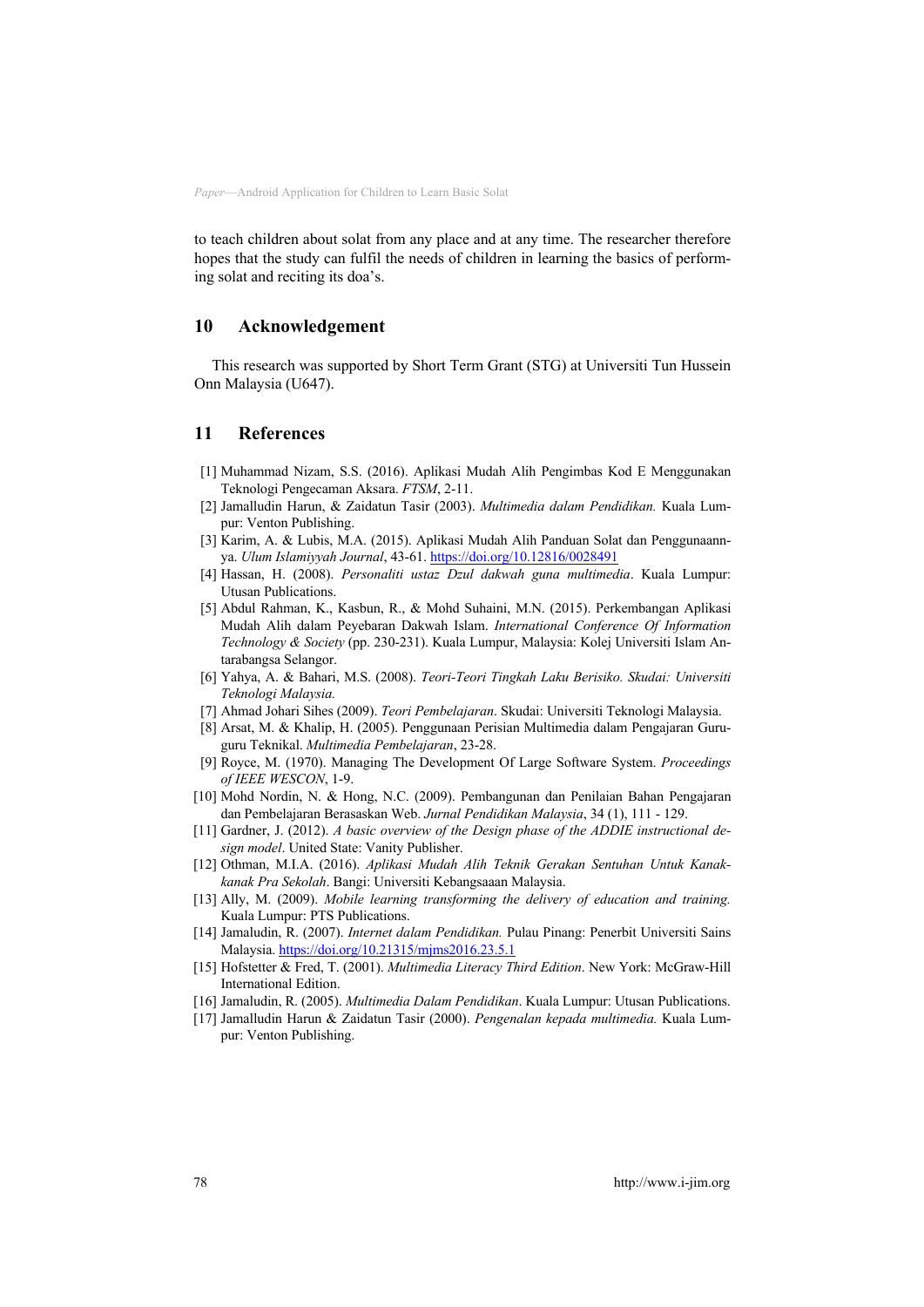to teach children about solat from any place and at any time. The researcher therefore hopes that the study can fulfil the needs of children in learning the basics of performing solat and reciting its doa's.

## 10 Acknowledgement

This research was supported by Short Term Grant (STG) at Universiti Tun Hussein Onn Malaysia (U647).

## 11 References

[1] Muhammad Nizam, S.S. (2016). Aplikasi Mudah Alih Pengimbas Kod E Menggunakan Teknologi Pengecaman Aksara. *FTSM*, 2-11.

[2] Jamalludin Harun, & Zaidatun Tasir (2003). *Multimedia dalam Pendidikan.* Kuala Lumpur: Venton Publishing.

[3] Karim, A. & Lubis, M.A. (2015). Aplikasi Mudah Alih Panduan Solat dan Penggunaannya. *Ulum Islamiyyah Journal*, 43-61. https://doi.org/10.12816/0028491

[4] Hassan, H. (2008). *Personaliti ustaz Dzul dakwah guna multimedia*. Kuala Lumpur: Utusan Publications.

[5] Abdul Rahman, K., Kasbun, R., & Mohd Suhaini, M.N. (2015). Perkembangan Aplikasi Mudah Alih dalam Peyebaran Dakwah Islam. *International Conference Of Information Technology & Society* (pp. 230-231). Kuala Lumpur, Malaysia: Kolej Universiti Islam Antarabangsa Selangor.

[6] Yahya, A. & Bahari, M.S. (2008). *Teori-Teori Tingkah Laku Berisiko. Skudai: Universiti Teknologi Malaysia.*

[7] Ahmad Johari Sihes (2009). *Teori Pembelajaran*. Skudai: Universiti Teknologi Malaysia.

[8] Arsat, M. & Khalip, H. (2005). Penggunaan Perisian Multimedia dalam Pengajaran Guru-guru Teknikal. *Multimedia Pembelajaran*, 23-28.

[9] Royce, M. (1970). Managing The Development Of Large Software System. *Proceedings of IEEE WESCON*, 1-9.

[10] Mohd Nordin, N. & Hong, N.C. (2009). Pembangunan dan Penilaian Bahan Pengajaran dan Pembelajaran Berasaskan Web. *Jurnal Pendidikan Malaysia*, 34 (1), 111 - 129.

[11] Gardner, J. (2012). *A basic overview of the Design phase of the ADDIE instructional design model*. United State: Vanity Publisher.

[12] Othman, M.I.A. (2016). *Aplikasi Mudah Alih Teknik Gerakan Sentuhan Untuk Kanak-kanak Pra Sekolah*. Bangi: Universiti Kebangsaaan Malaysia.

[13] Ally, M. (2009). *Mobile learning transforming the delivery of education and training.* Kuala Lumpur: PTS Publications.

[14] Jamaludin, R. (2007). *Internet dalam Pendidikan.* Pulau Pinang: Penerbit Universiti Sains Malaysia. https://doi.org/10.21315/mjms2016.23.5.1

[15] Hofstetter & Fred, T. (2001). *Multimedia Literacy Third Edition*. New York: McGraw-Hill International Edition.

[16] Jamaludin, R. (2005). *Multimedia Dalam Pendidikan*. Kuala Lumpur: Utusan Publications.

[17] Jamalludin Harun & Zaidatun Tasir (2000). *Pengenalan kepada multimedia.* Kuala Lumpur: Venton Publishing.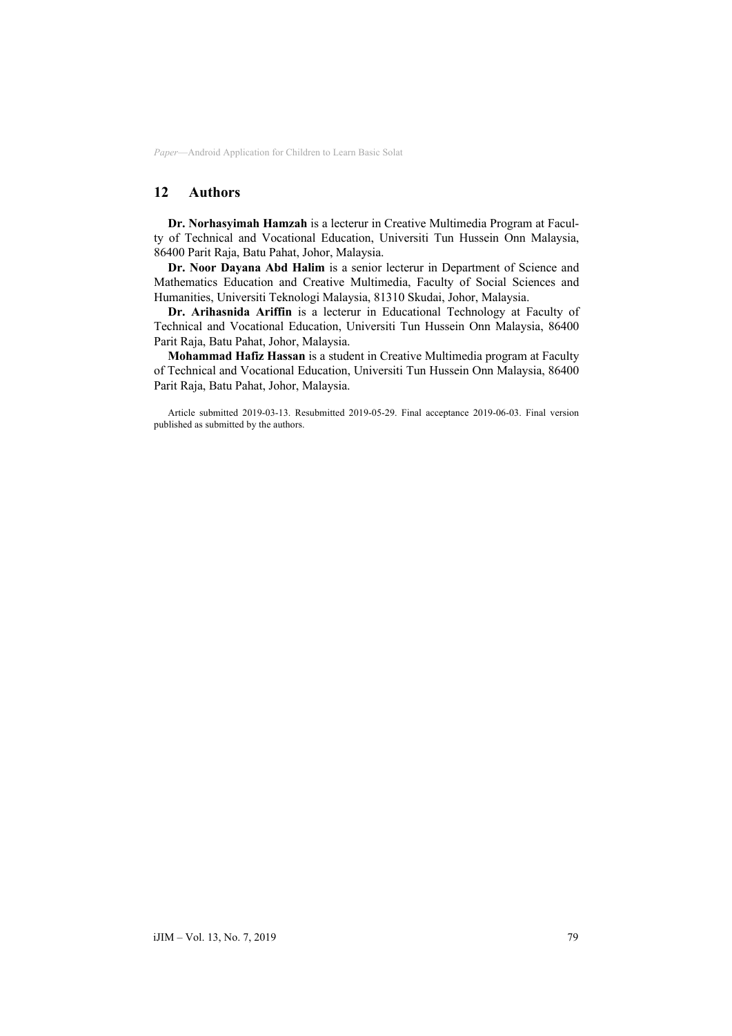## 12 Authors

**Dr. Norhasyimah Hamzah** is a lecterur in Creative Multimedia Program at Faculty of Technical and Vocational Education, Universiti Tun Hussein Onn Malaysia, 86400 Parit Raja, Batu Pahat, Johor, Malaysia.

**Dr. Noor Dayana Abd Halim** is a senior lecterur in Department of Science and Mathematics Education and Creative Multimedia, Faculty of Social Sciences and Humanities, Universiti Teknologi Malaysia, 81310 Skudai, Johor, Malaysia.

**Dr. Arihasnida Ariffin** is a lecterur in Educational Technology at Faculty of Technical and Vocational Education, Universiti Tun Hussein Onn Malaysia, 86400 Parit Raja, Batu Pahat, Johor, Malaysia.

**Mohammad Hafiz Hassan** is a student in Creative Multimedia program at Faculty of Technical and Vocational Education, Universiti Tun Hussein Onn Malaysia, 86400 Parit Raja, Batu Pahat, Johor, Malaysia.

Article submitted 2019-03-13. Resubmitted 2019-05-29. Final acceptance 2019-06-03. Final version published as submitted by the authors.